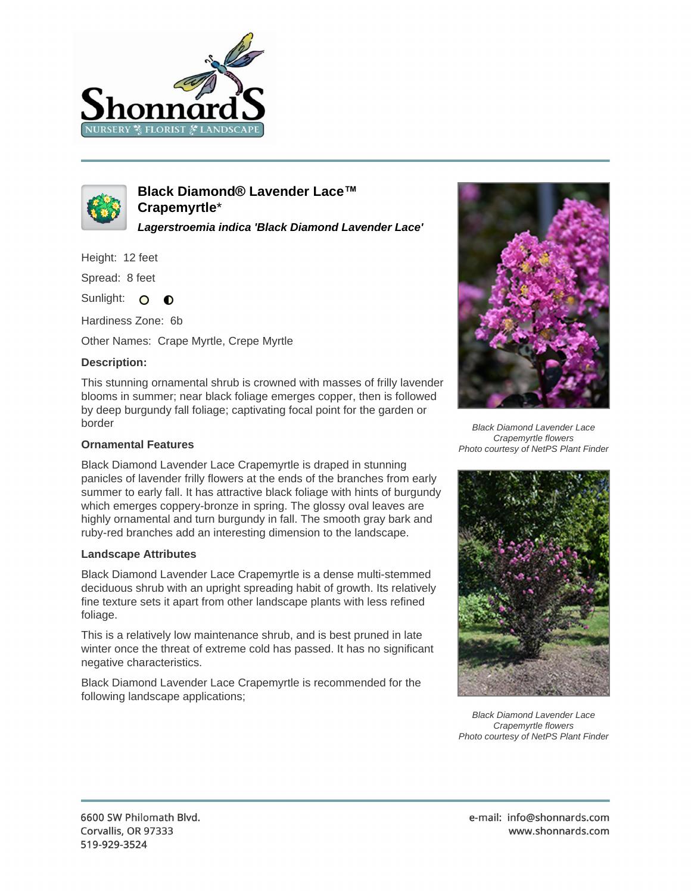# Black Diamond® Lavender Lace™ Crapemyrtle*

***Lagerstroemia indica 'Black Diamond Lavender Lace'***

Height: 12 feet

Spread: 8 feet

Sunlight:

Hardiness Zone: 6b

Other Names: Crape Myrtle, Crepe Myrtle

**Description:**

This stunning ornamental shrub is crowned with masses of frilly lavender blooms in summer; near black foliage emerges copper, then is followed by deep burgundy fall foliage; captivating focal point for the garden or border

### Ornamental Features

Black Diamond Lavender Lace Crapemyrtle is draped in stunning panicles of lavender frilly flowers at the ends of the branches from early summer to early fall. It has attractive black foliage with hints of burgundy which emerges coppery-bronze in spring. The glossy oval leaves are highly ornamental and turn burgundy in fall. The smooth gray bark and ruby-red branches add an interesting dimension to the landscape.

### Landscape Attributes

Black Diamond Lavender Lace Crapemyrtle is a dense multi-stemmed deciduous shrub with an upright spreading habit of growth. Its relatively fine texture sets it apart from other landscape plants with less refined foliage.

This is a relatively low maintenance shrub, and is best pruned in late winter once the threat of extreme cold has passed. It has no significant negative characteristics.

Black Diamond Lavender Lace Crapemyrtle is recommended for the following landscape applications;

*Black Diamond Lavender Lace Crapemyrtle flowers*
*Photo courtesy of NetPS Plant Finder*

*Black Diamond Lavender Lace Crapemyrtle flowers*
*Photo courtesy of NetPS Plant Finder*

6600 SW Philomath Blvd.
Corvallis, OR 97333
519-929-3524

e-mail: info@shonnards.com
www.shonnards.com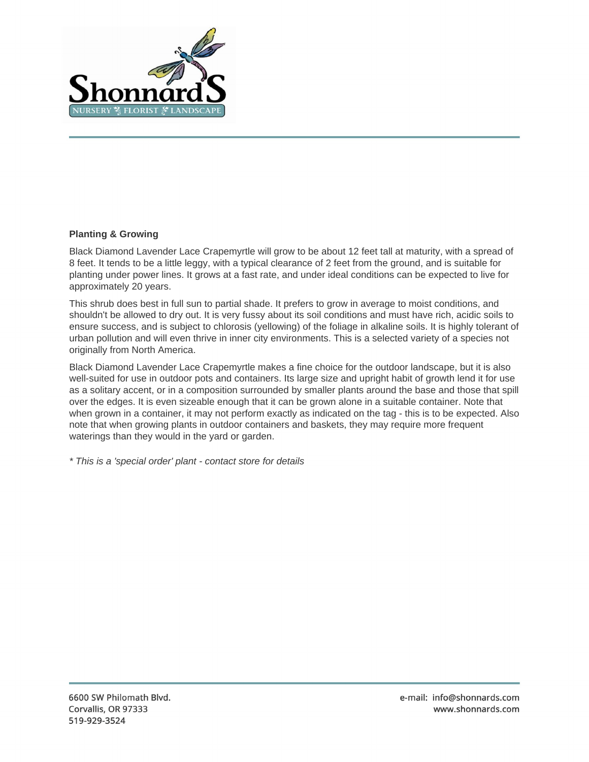**Planting & Growing**

Black Diamond Lavender Lace Crapemyrtle will grow to be about 12 feet tall at maturity, with a spread of 8 feet. It tends to be a little leggy, with a typical clearance of 2 feet from the ground, and is suitable for planting under power lines. It grows at a fast rate, and under ideal conditions can be expected to live for approximately 20 years.

This shrub does best in full sun to partial shade. It prefers to grow in average to moist conditions, and shouldn't be allowed to dry out. It is very fussy about its soil conditions and must have rich, acidic soils to ensure success, and is subject to chlorosis (yellowing) of the foliage in alkaline soils. It is highly tolerant of urban pollution and will even thrive in inner city environments. This is a selected variety of a species not originally from North America.

Black Diamond Lavender Lace Crapemyrtle makes a fine choice for the outdoor landscape, but it is also well-suited for use in outdoor pots and containers. Its large size and upright habit of growth lend it for use as a solitary accent, or in a composition surrounded by smaller plants around the base and those that spill over the edges. It is even sizeable enough that it can be grown alone in a suitable container. Note that when grown in a container, it may not perform exactly as indicated on the tag - this is to be expected. Also note that when growing plants in outdoor containers and baskets, they may require more frequent waterings than they would in the yard or garden.

*\* This is a 'special order' plant - contact store for details*